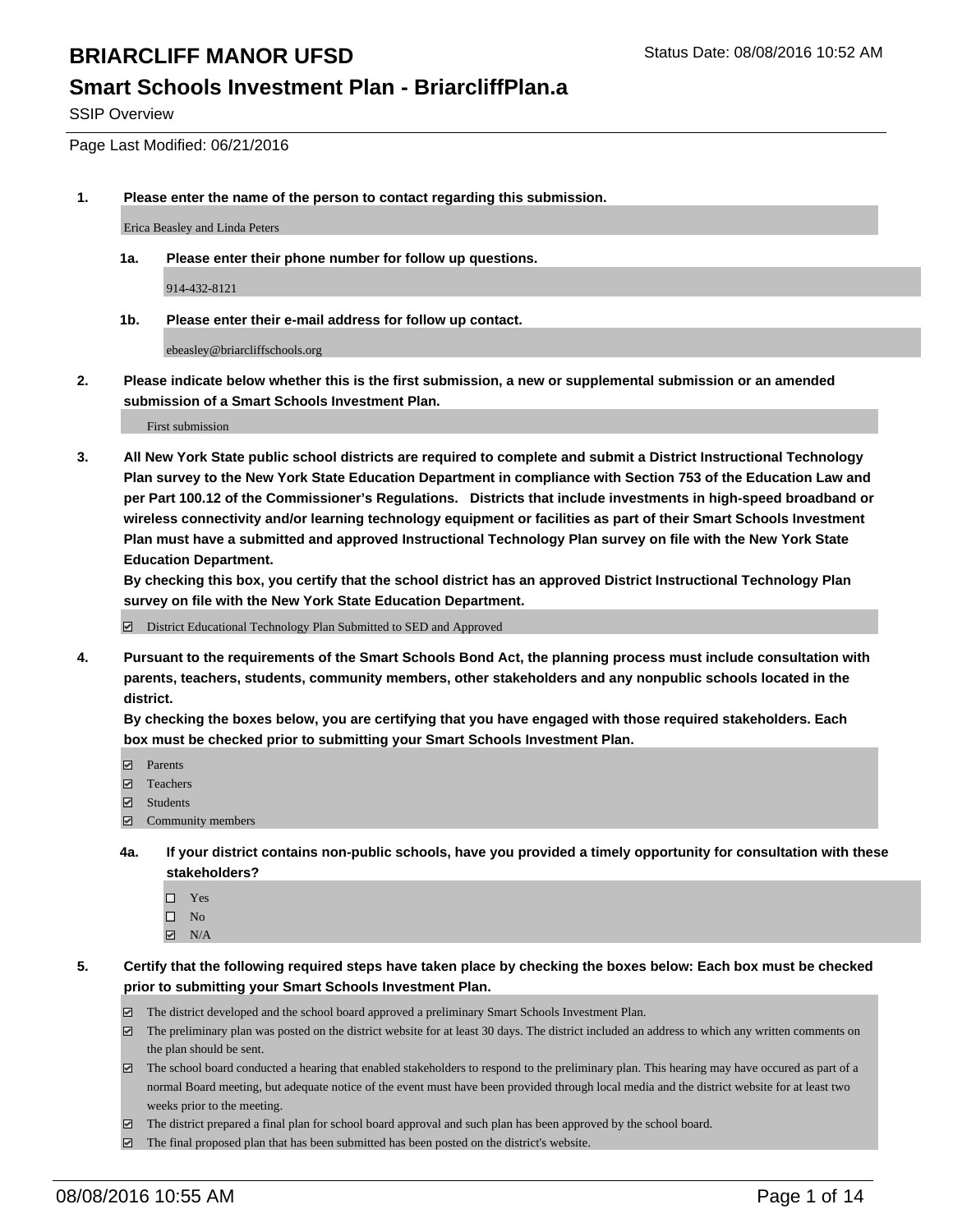# BRIARCLIFF MANOR UFSD

Status Date: 08/08/2016 10:52 AM

## Smart Schools Investment Plan - BriarcliffPlan.a

SSIP Overview

Page Last Modified: 06/21/2016

**1. Please enter the name of the person to contact regarding this submission.**

Erica Beasley and Linda Peters

**1a. Please enter their phone number for follow up questions.**

914-432-8121

**1b. Please enter their e-mail address for follow up contact.**

ebeasley@briarcliffschools.org

**2. Please indicate below whether this is the first submission, a new or supplemental submission or an amended submission of a Smart Schools Investment Plan.**

First submission

**3. All New York State public school districts are required to complete and submit a District Instructional Technology Plan survey to the New York State Education Department in compliance with Section 753 of the Education Law and per Part 100.12 of the Commissioner's Regulations. Districts that include investments in high-speed broadband or wireless connectivity and/or learning technology equipment or facilities as part of their Smart Schools Investment Plan must have a submitted and approved Instructional Technology Plan survey on file with the New York State Education Department.**
**By checking this box, you certify that the school district has an approved District Instructional Technology Plan survey on file with the New York State Education Department.**

☑ District Educational Technology Plan Submitted to SED and Approved

**4. Pursuant to the requirements of the Smart Schools Bond Act, the planning process must include consultation with parents, teachers, students, community members, other stakeholders and any nonpublic schools located in the district.**
**By checking the boxes below, you are certifying that you have engaged with those required stakeholders. Each box must be checked prior to submitting your Smart Schools Investment Plan.**

☑ Parents
☑ Teachers
☑ Students
☑ Community members

**4a. If your district contains non-public schools, have you provided a timely opportunity for consultation with these stakeholders?**

☐ Yes
☐ No
☑ N/A

**5. Certify that the following required steps have taken place by checking the boxes below: Each box must be checked prior to submitting your Smart Schools Investment Plan.**

☑ The district developed and the school board approved a preliminary Smart Schools Investment Plan.
☑ The preliminary plan was posted on the district website for at least 30 days. The district included an address to which any written comments on the plan should be sent.
☑ The school board conducted a hearing that enabled stakeholders to respond to the preliminary plan. This hearing may have occured as part of a normal Board meeting, but adequate notice of the event must have been provided through local media and the district website for at least two weeks prior to the meeting.
☑ The district prepared a final plan for school board approval and such plan has been approved by the school board.
☑ The final proposed plan that has been submitted has been posted on the district's website.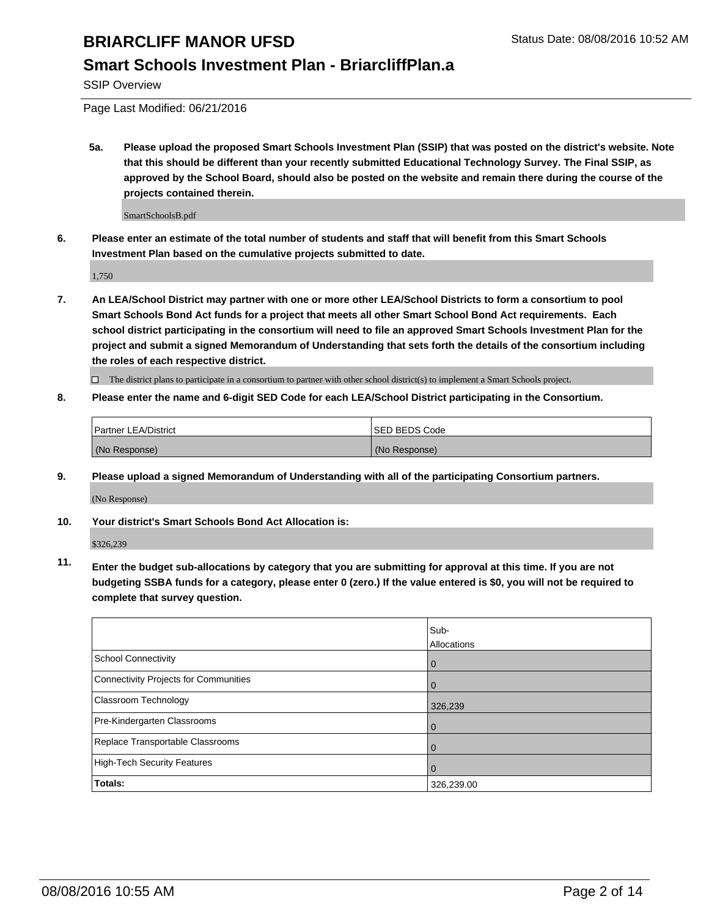# BRIARCLIFF MANOR UFSD

## Smart Schools Investment Plan - BriarcliffPlan.a

SSIP Overview

Page Last Modified: 06/21/2016

**5a. Please upload the proposed Smart Schools Investment Plan (SSIP) that was posted on the district's website. Note that this should be different than your recently submitted Educational Technology Survey. The Final SSIP, as approved by the School Board, should also be posted on the website and remain there during the course of the projects contained therein.**

SmartSchoolsB.pdf

**6. Please enter an estimate of the total number of students and staff that will benefit from this Smart Schools Investment Plan based on the cumulative projects submitted to date.**

1,750

**7. An LEA/School District may partner with one or more other LEA/School Districts to form a consortium to pool Smart Schools Bond Act funds for a project that meets all other Smart School Bond Act requirements. Each school district participating in the consortium will need to file an approved Smart Schools Investment Plan for the project and submit a signed Memorandum of Understanding that sets forth the details of the consortium including the roles of each respective district.**

☐ The district plans to participate in a consortium to partner with other school district(s) to implement a Smart Schools project.

**8. Please enter the name and 6-digit SED Code for each LEA/School District participating in the Consortium.**

| Partner LEA/District | SED BEDS Code |
|---|---|
| (No Response) | (No Response) |

**9. Please upload a signed Memorandum of Understanding with all of the participating Consortium partners.**

(No Response)

**10. Your district's Smart Schools Bond Act Allocation is:**

$326,239

**11. Enter the budget sub-allocations by category that you are submitting for approval at this time. If you are not budgeting SSBA funds for a category, please enter 0 (zero.) If the value entered is $0, you will not be required to complete that survey question.**

| | Sub-Allocations |
|---|---|
| School Connectivity | 0 |
| Connectivity Projects for Communities | 0 |
| Classroom Technology | 326,239 |
| Pre-Kindergarten Classrooms | 0 |
| Replace Transportable Classrooms | 0 |
| High-Tech Security Features | 0 |
| **Totals:** | 326,239.00 |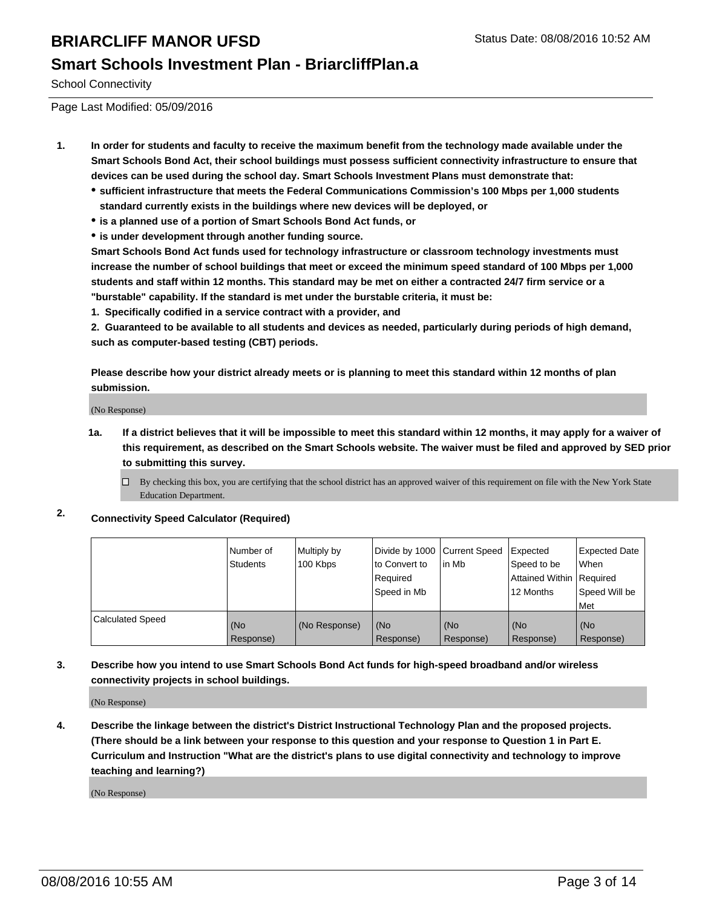# BRIARCLIFF MANOR UFSD

Status Date: 08/08/2016 10:52 AM

## Smart Schools Investment Plan - BriarcliffPlan.a

School Connectivity

Page Last Modified: 05/09/2016

1. **In order for students and faculty to receive the maximum benefit from the technology made available under the Smart Schools Bond Act, their school buildings must possess sufficient connectivity infrastructure to ensure that devices can be used during the school day. Smart Schools Investment Plans must demonstrate that:**
   - **sufficient infrastructure that meets the Federal Communications Commission's 100 Mbps per 1,000 students standard currently exists in the buildings where new devices will be deployed, or**
   - **is a planned use of a portion of Smart Schools Bond Act funds, or**
   - **is under development through another funding source.**

   **Smart Schools Bond Act funds used for technology infrastructure or classroom technology investments must increase the number of school buildings that meet or exceed the minimum speed standard of 100 Mbps per 1,000 students and staff within 12 months. This standard may be met on either a contracted 24/7 firm service or a "burstable" capability. If the standard is met under the burstable criteria, it must be:**

   **1. Specifically codified in a service contract with a provider, and**

   **2. Guaranteed to be available to all students and devices as needed, particularly during periods of high demand, such as computer-based testing (CBT) periods.**

   **Please describe how your district already meets or is planning to meet this standard within 12 months of plan submission.**

   (No Response)

   **1a. If a district believes that it will be impossible to meet this standard within 12 months, it may apply for a waiver of this requirement, as described on the Smart Schools website. The waiver must be filed and approved by SED prior to submitting this survey.**

   ☐ By checking this box, you are certifying that the school district has an approved waiver of this requirement on file with the New York State Education Department.

2. **Connectivity Speed Calculator (Required)**

| | Number of Students | Multiply by 100 Kbps | Divide by 1000 to Convert to Required Speed in Mb | Current Speed in Mb | Expected Speed to be Attained Within 12 Months | Expected Date When Required Speed Will be Met |
|---|---|---|---|---|---|---|
| Calculated Speed | (No Response) | (No Response) | (No Response) | (No Response) | (No Response) | (No Response) |

3. **Describe how you intend to use Smart Schools Bond Act funds for high-speed broadband and/or wireless connectivity projects in school buildings.**

   (No Response)

4. **Describe the linkage between the district's District Instructional Technology Plan and the proposed projects. (There should be a link between your response to this question and your response to Question 1 in Part E. Curriculum and Instruction "What are the district's plans to use digital connectivity and technology to improve teaching and learning?)**

   (No Response)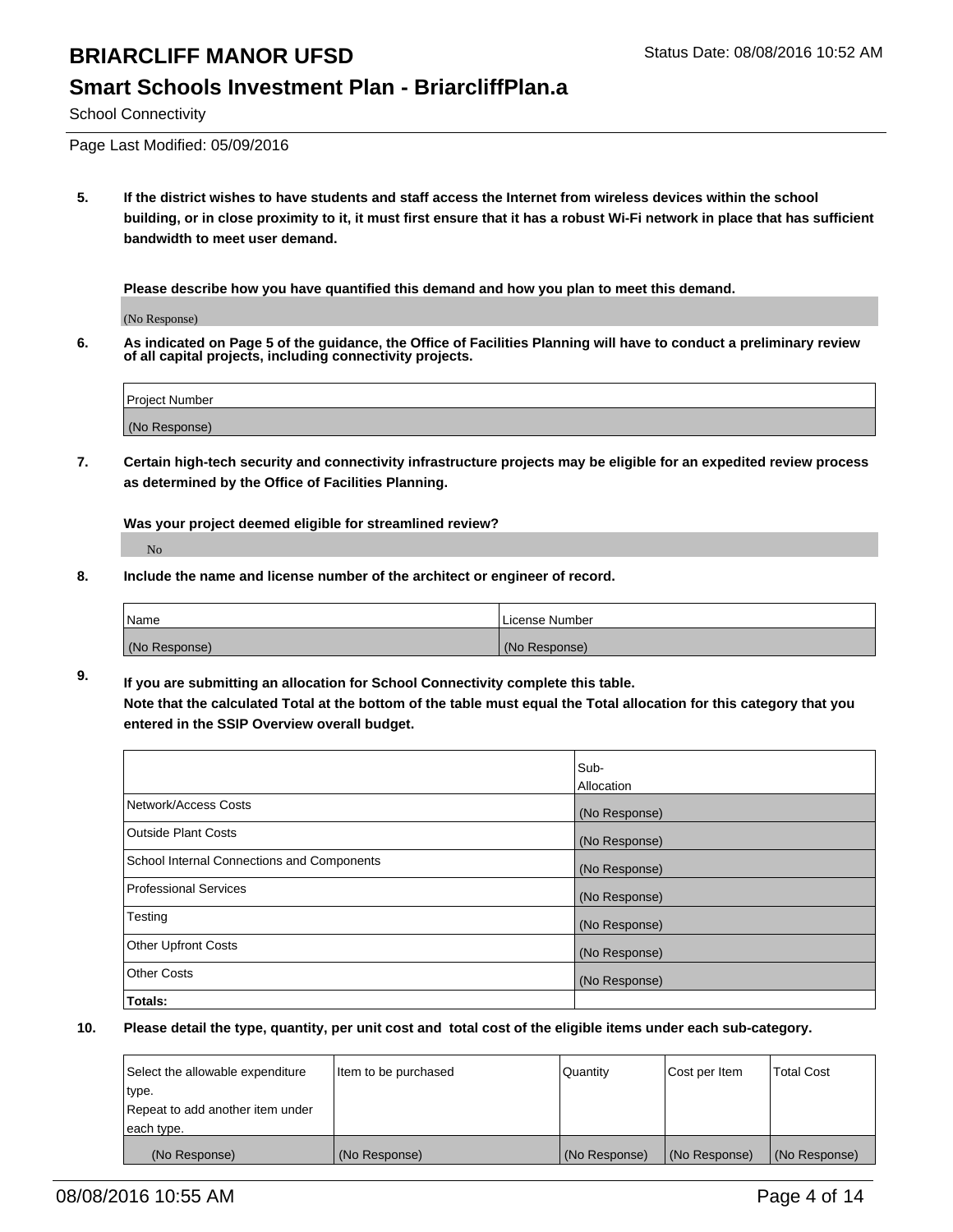# BRIARCLIFF MANOR UFSD

Status Date: 08/08/2016 10:52 AM

## Smart Schools Investment Plan - BriarcliffPlan.a

School Connectivity

Page Last Modified: 05/09/2016

**5. If the district wishes to have students and staff access the Internet from wireless devices within the school building, or in close proximity to it, it must first ensure that it has a robust Wi-Fi network in place that has sufficient bandwidth to meet user demand.**

**Please describe how you have quantified this demand and how you plan to meet this demand.**

(No Response)

**6. As indicated on Page 5 of the guidance, the Office of Facilities Planning will have to conduct a preliminary review of all capital projects, including connectivity projects.**

| Project Number |
|---|
| (No Response) |

**7. Certain high-tech security and connectivity infrastructure projects may be eligible for an expedited review process as determined by the Office of Facilities Planning.**

**Was your project deemed eligible for streamlined review?**

No

**8. Include the name and license number of the architect or engineer of record.**

| Name | License Number |
|---|---|
| (No Response) | (No Response) |

**9. If you are submitting an allocation for School Connectivity complete this table.**
**Note that the calculated Total at the bottom of the table must equal the Total allocation for this category that you entered in the SSIP Overview overall budget.**

| | Sub-Allocation |
|---|---|
| Network/Access Costs | (No Response) |
| Outside Plant Costs | (No Response) |
| School Internal Connections and Components | (No Response) |
| Professional Services | (No Response) |
| Testing | (No Response) |
| Other Upfront Costs | (No Response) |
| Other Costs | (No Response) |
| **Totals:** | |

**10. Please detail the type, quantity, per unit cost and total cost of the eligible items under each sub-category.**

| Select the allowable expenditure type. Repeat to add another item under each type. | Item to be purchased | Quantity | Cost per Item | Total Cost |
|---|---|---|---|---|
| (No Response) | (No Response) | (No Response) | (No Response) | (No Response) |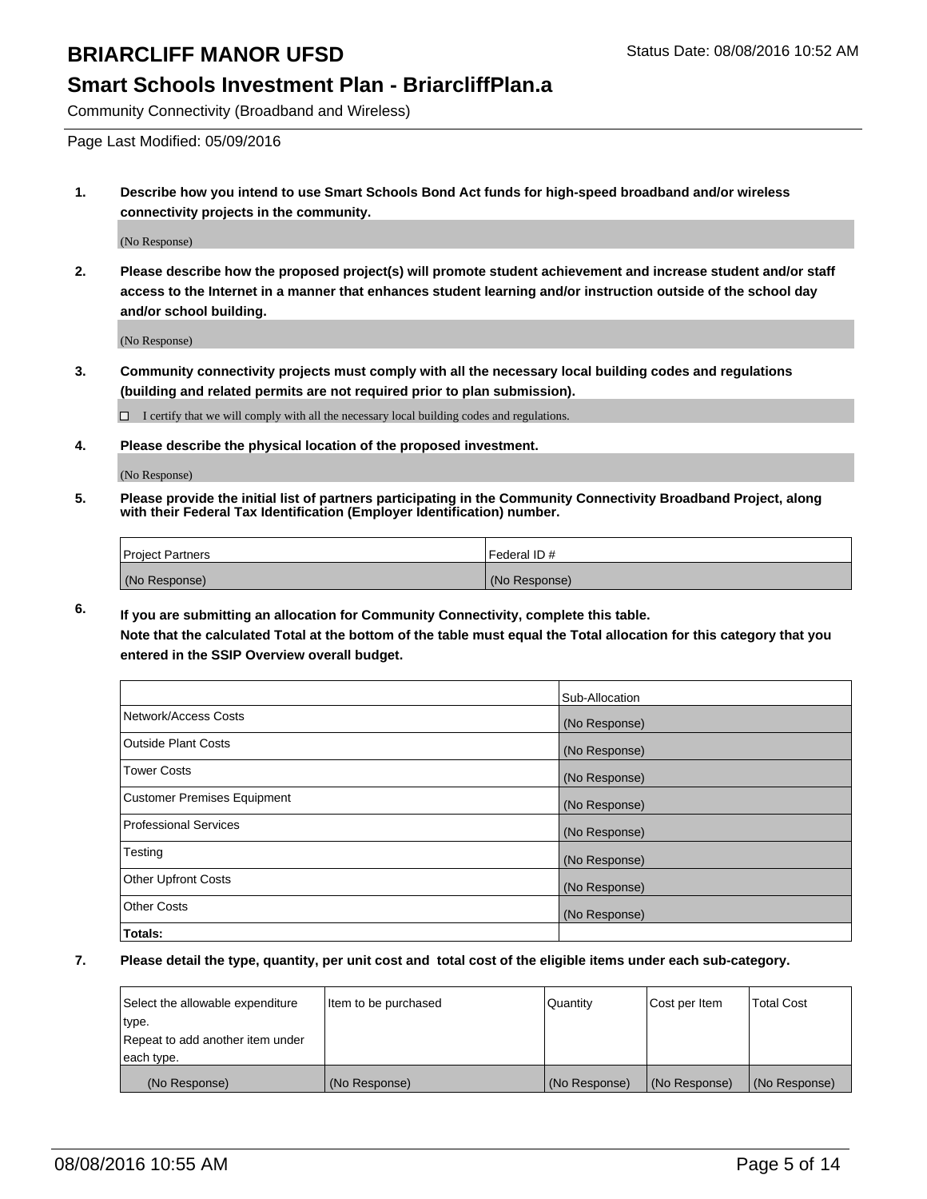# BRIARCLIFF MANOR UFSD

Status Date: 08/08/2016 10:52 AM

## Smart Schools Investment Plan - BriarcliffPlan.a

Community Connectivity (Broadband and Wireless)

Page Last Modified: 05/09/2016

**1. Describe how you intend to use Smart Schools Bond Act funds for high-speed broadband and/or wireless connectivity projects in the community.**

(No Response)

**2. Please describe how the proposed project(s) will promote student achievement and increase student and/or staff access to the Internet in a manner that enhances student learning and/or instruction outside of the school day and/or school building.**

(No Response)

**3. Community connectivity projects must comply with all the necessary local building codes and regulations (building and related permits are not required prior to plan submission).**

☐ I certify that we will comply with all the necessary local building codes and regulations.

**4. Please describe the physical location of the proposed investment.**

(No Response)

**5. Please provide the initial list of partners participating in the Community Connectivity Broadband Project, along with their Federal Tax Identification (Employer Identification) number.**

| Project Partners | Federal ID # |
|---|---|
| (No Response) | (No Response) |

**6. If you are submitting an allocation for Community Connectivity, complete this table. Note that the calculated Total at the bottom of the table must equal the Total allocation for this category that you entered in the SSIP Overview overall budget.**

| | Sub-Allocation |
|---|---|
| Network/Access Costs | (No Response) |
| Outside Plant Costs | (No Response) |
| Tower Costs | (No Response) |
| Customer Premises Equipment | (No Response) |
| Professional Services | (No Response) |
| Testing | (No Response) |
| Other Upfront Costs | (No Response) |
| Other Costs | (No Response) |
| **Totals:** | |

**7. Please detail the type, quantity, per unit cost and total cost of the eligible items under each sub-category.**

| Select the allowable expenditure type. Repeat to add another item under each type. | Item to be purchased | Quantity | Cost per Item | Total Cost |
|---|---|---|---|---|
| (No Response) | (No Response) | (No Response) | (No Response) | (No Response) |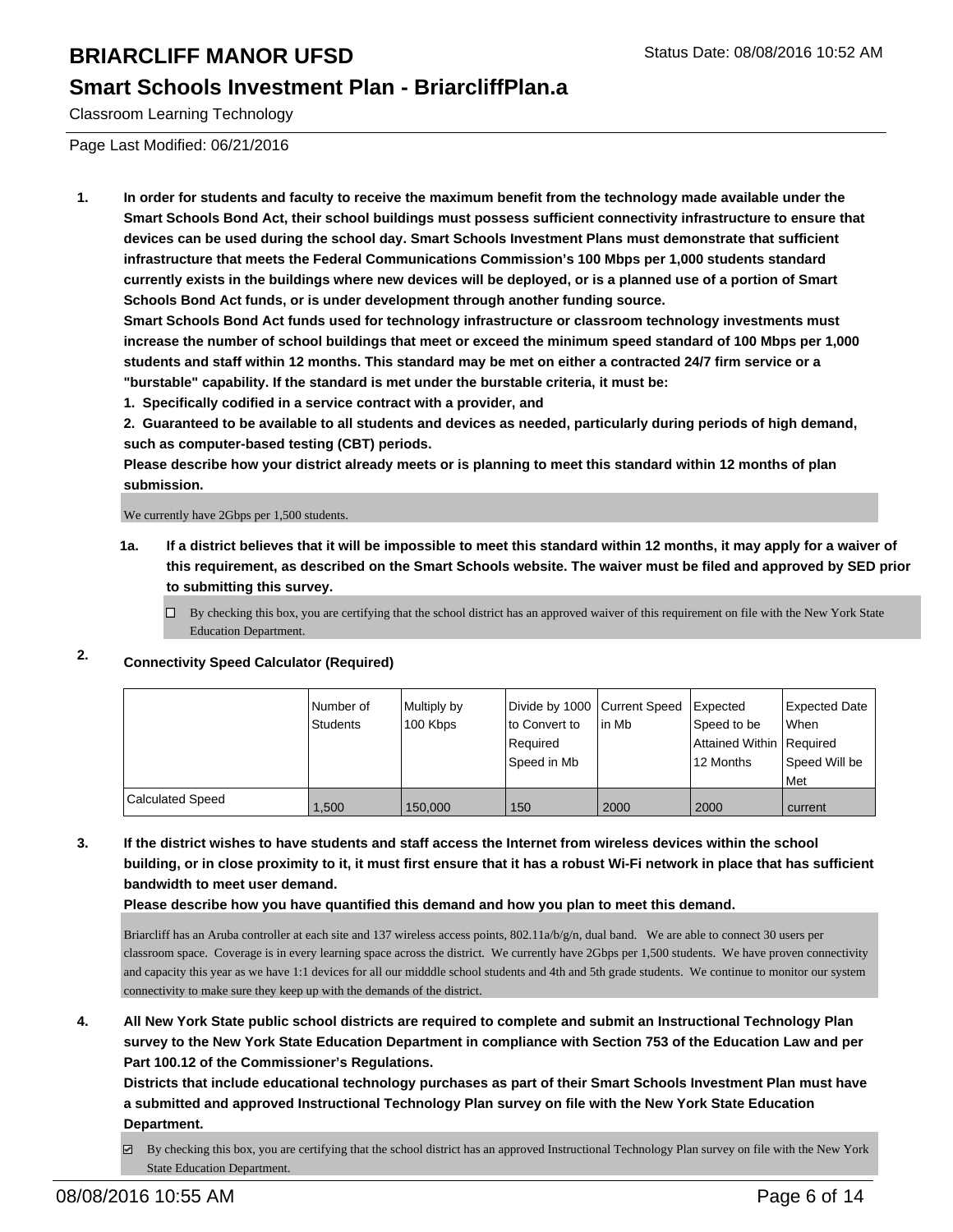# BRIARCLIFF MANOR UFSD

Status Date: 08/08/2016 10:52 AM

## Smart Schools Investment Plan - BriarcliffPlan.a

Classroom Learning Technology

Page Last Modified: 06/21/2016

**1. In order for students and faculty to receive the maximum benefit from the technology made available under the Smart Schools Bond Act, their school buildings must possess sufficient connectivity infrastructure to ensure that devices can be used during the school day. Smart Schools Investment Plans must demonstrate that sufficient infrastructure that meets the Federal Communications Commission's 100 Mbps per 1,000 students standard currently exists in the buildings where new devices will be deployed, or is a planned use of a portion of Smart Schools Bond Act funds, or is under development through another funding source.**

**Smart Schools Bond Act funds used for technology infrastructure or classroom technology investments must increase the number of school buildings that meet or exceed the minimum speed standard of 100 Mbps per 1,000 students and staff within 12 months. This standard may be met on either a contracted 24/7 firm service or a "burstable" capability. If the standard is met under the burstable criteria, it must be:**

**1. Specifically codified in a service contract with a provider, and**

**2. Guaranteed to be available to all students and devices as needed, particularly during periods of high demand, such as computer-based testing (CBT) periods.**

**Please describe how your district already meets or is planning to meet this standard within 12 months of plan submission.**

We currently have 2Gbps per 1,500 students.

**1a. If a district believes that it will be impossible to meet this standard within 12 months, it may apply for a waiver of this requirement, as described on the Smart Schools website. The waiver must be filed and approved by SED prior to submitting this survey.**

☐ By checking this box, you are certifying that the school district has an approved waiver of this requirement on file with the New York State Education Department.

**2. Connectivity Speed Calculator (Required)**

| | Number of Students | Multiply by 100 Kbps | Divide by 1000 to Convert to Required Speed in Mb | Current Speed in Mb | Expected Speed to be Attained Within 12 Months | Expected Date When Required Speed Will be Met |
|---|---|---|---|---|---|---|
| Calculated Speed | 1,500 | 150,000 | 150 | 2000 | 2000 | current |

**3. If the district wishes to have students and staff access the Internet from wireless devices within the school building, or in close proximity to it, it must first ensure that it has a robust Wi-Fi network in place that has sufficient bandwidth to meet user demand.**

**Please describe how you have quantified this demand and how you plan to meet this demand.**

Briarcliff has an Aruba controller at each site and 137 wireless access points, 802.11a/b/g/n, dual band. We are able to connect 30 users per classroom space. Coverage is in every learning space across the district. We currently have 2Gbps per 1,500 students. We have proven connectivity and capacity this year as we have 1:1 devices for all our midddle school students and 4th and 5th grade students. We continue to monitor our system connectivity to make sure they keep up with the demands of the district.

**4. All New York State public school districts are required to complete and submit an Instructional Technology Plan survey to the New York State Education Department in compliance with Section 753 of the Education Law and per Part 100.12 of the Commissioner's Regulations.**

**Districts that include educational technology purchases as part of their Smart Schools Investment Plan must have a submitted and approved Instructional Technology Plan survey on file with the New York State Education Department.**

☑ By checking this box, you are certifying that the school district has an approved Instructional Technology Plan survey on file with the New York State Education Department.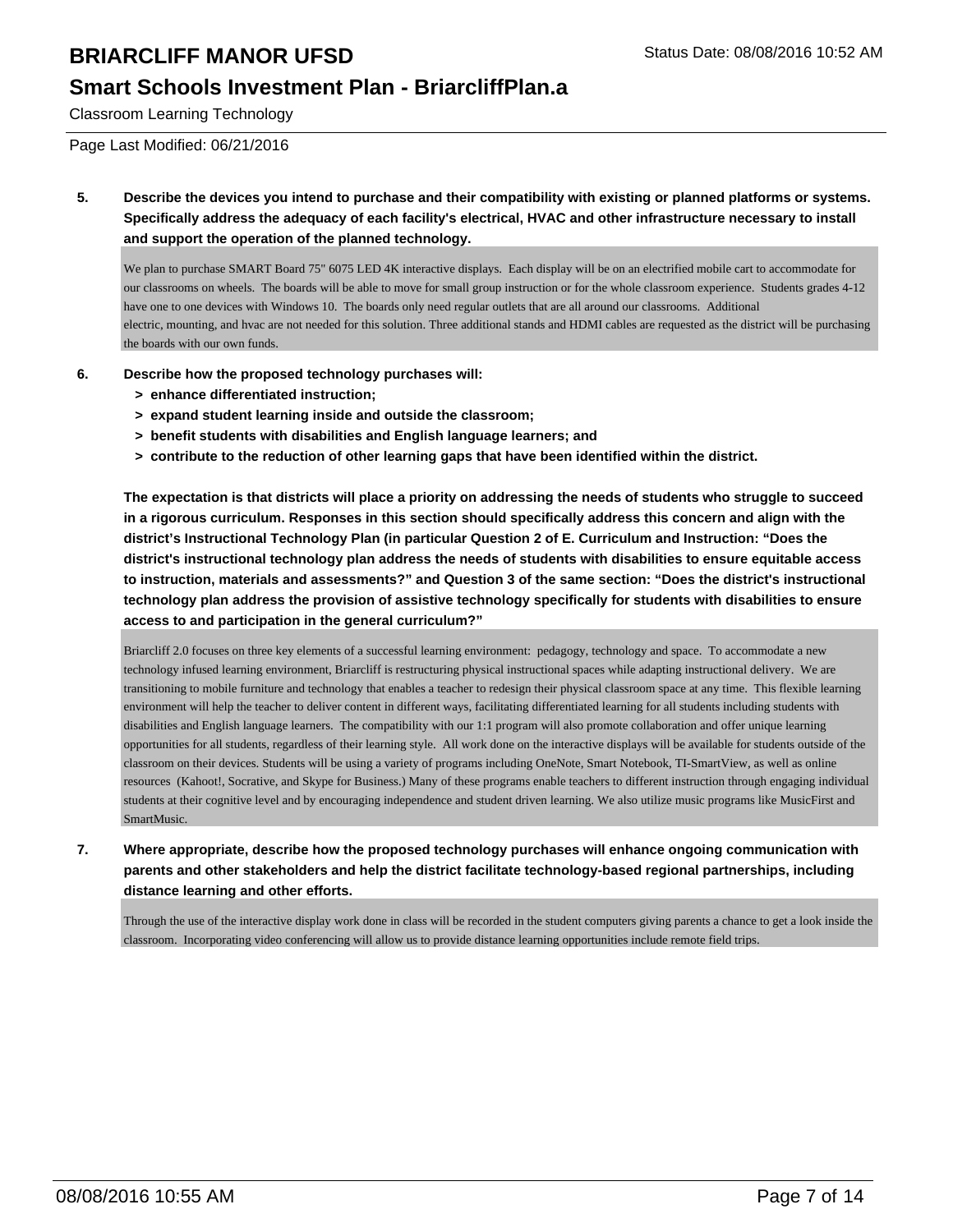**5. Describe the devices you intend to purchase and their compatibility with existing or planned platforms or systems. Specifically address the adequacy of each facility's electrical, HVAC and other infrastructure necessary to install and support the operation of the planned technology.**

We plan to purchase SMART Board 75" 6075 LED 4K interactive displays. Each display will be on an electrified mobile cart to accommodate for our classrooms on wheels. The boards will be able to move for small group instruction or for the whole classroom experience. Students grades 4-12 have one to one devices with Windows 10. The boards only need regular outlets that are all around our classrooms. Additional electric, mounting, and hvac are not needed for this solution. Three additional stands and HDMI cables are requested as the district will be purchasing the boards with our own funds.

**6. Describe how the proposed technology purchases will:**

- **> enhance differentiated instruction;**
- **> expand student learning inside and outside the classroom;**
- **> benefit students with disabilities and English language learners; and**
- **> contribute to the reduction of other learning gaps that have been identified within the district.**

**The expectation is that districts will place a priority on addressing the needs of students who struggle to succeed in a rigorous curriculum. Responses in this section should specifically address this concern and align with the district's Instructional Technology Plan (in particular Question 2 of E. Curriculum and Instruction: "Does the district's instructional technology plan address the needs of students with disabilities to ensure equitable access to instruction, materials and assessments?" and Question 3 of the same section: "Does the district's instructional technology plan address the provision of assistive technology specifically for students with disabilities to ensure access to and participation in the general curriculum?"**

Briarcliff 2.0 focuses on three key elements of a successful learning environment: pedagogy, technology and space. To accommodate a new technology infused learning environment, Briarcliff is restructuring physical instructional spaces while adapting instructional delivery. We are transitioning to mobile furniture and technology that enables a teacher to redesign their physical classroom space at any time. This flexible learning environment will help the teacher to deliver content in different ways, facilitating differentiated learning for all students including students with disabilities and English language learners. The compatibility with our 1:1 program will also promote collaboration and offer unique learning opportunities for all students, regardless of their learning style. All work done on the interactive displays will be available for students outside of the classroom on their devices. Students will be using a variety of programs including OneNote, Smart Notebook, TI-SmartView, as well as online resources (Kahoot!, Socrative, and Skype for Business.) Many of these programs enable teachers to different instruction through engaging individual students at their cognitive level and by encouraging independence and student driven learning. We also utilize music programs like MusicFirst and SmartMusic.

**7. Where appropriate, describe how the proposed technology purchases will enhance ongoing communication with parents and other stakeholders and help the district facilitate technology-based regional partnerships, including distance learning and other efforts.**

Through the use of the interactive display work done in class will be recorded in the student computers giving parents a chance to get a look inside the classroom. Incorporating video conferencing will allow us to provide distance learning opportunities include remote field trips.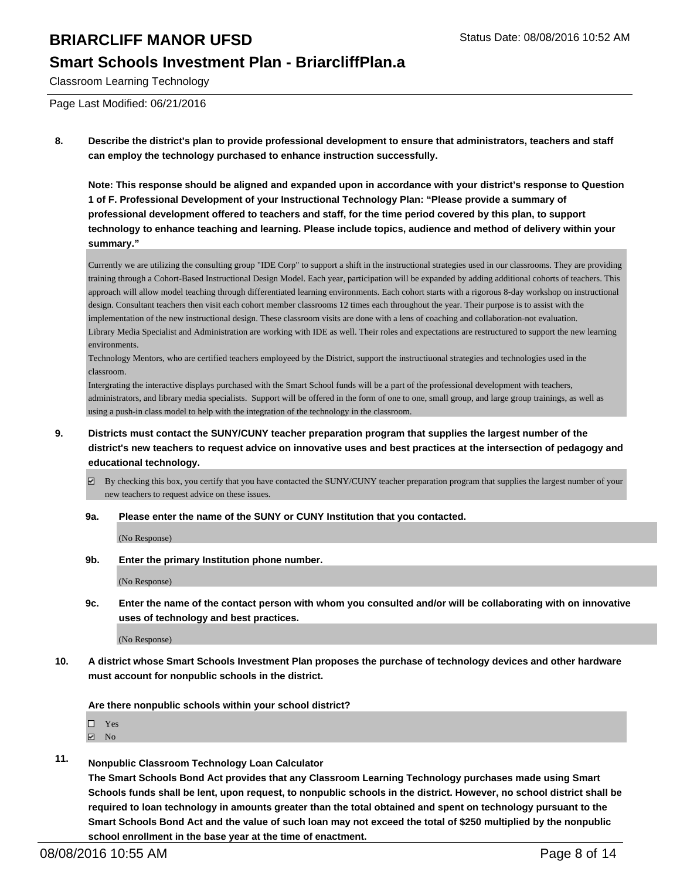**8. Describe the district's plan to provide professional development to ensure that administrators, teachers and staff can employ the technology purchased to enhance instruction successfully.**

**Note: This response should be aligned and expanded upon in accordance with your district's response to Question 1 of F. Professional Development of your Instructional Technology Plan: "Please provide a summary of professional development offered to teachers and staff, for the time period covered by this plan, to support technology to enhance teaching and learning. Please include topics, audience and method of delivery within your summary."**

Currently we are utilizing the consulting group "IDE Corp" to support a shift in the instructional strategies used in our classrooms. They are providing training through a Cohort-Based Instructional Design Model. Each year, participation will be expanded by adding additional cohorts of teachers. This approach will allow model teaching through differentiated learning environments. Each cohort starts with a rigorous 8-day workshop on instructional design. Consultant teachers then visit each cohort member classrooms 12 times each throughout the year. Their purpose is to assist with the implementation of the new instructional design. These classroom visits are done with a lens of coaching and collaboration-not evaluation.
Library Media Specialist and Administration are working with IDE as well. Their roles and expectations are restructured to support the new learning environments.
Technology Mentors, who are certified teachers employeed by the District, support the instructiuonal strategies and technologies used in the classroom.
Intergrating the interactive displays purchased with the Smart School funds will be a part of the professional development with teachers, administrators, and library media specialists. Support will be offered in the form of one to one, small group, and large group trainings, as well as using a push-in class model to help with the integration of the technology in the classroom.

**9. Districts must contact the SUNY/CUNY teacher preparation program that supplies the largest number of the district's new teachers to request advice on innovative uses and best practices at the intersection of pedagogy and educational technology.**

☑ By checking this box, you certify that you have contacted the SUNY/CUNY teacher preparation program that supplies the largest number of your new teachers to request advice on these issues.

**9a. Please enter the name of the SUNY or CUNY Institution that you contacted.**

(No Response)

**9b. Enter the primary Institution phone number.**

(No Response)

**9c. Enter the name of the contact person with whom you consulted and/or will be collaborating with on innovative uses of technology and best practices.**

(No Response)

**10. A district whose Smart Schools Investment Plan proposes the purchase of technology devices and other hardware must account for nonpublic schools in the district.**

**Are there nonpublic schools within your school district?**

☐ Yes
☑ No

**11. Nonpublic Classroom Technology Loan Calculator**
**The Smart Schools Bond Act provides that any Classroom Learning Technology purchases made using Smart Schools funds shall be lent, upon request, to nonpublic schools in the district. However, no school district shall be required to loan technology in amounts greater than the total obtained and spent on technology pursuant to the Smart Schools Bond Act and the value of such loan may not exceed the total of $250 multiplied by the nonpublic school enrollment in the base year at the time of enactment.**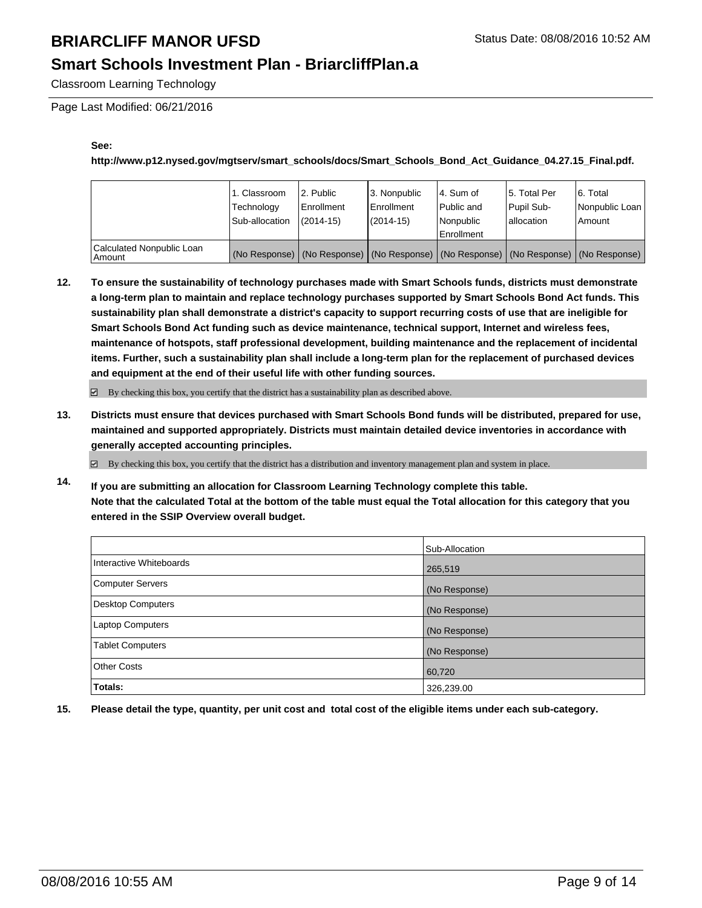**See:**

**http://www.p12.nysed.gov/mgtserv/smart_schools/docs/Smart_Schools_Bond_Act_Guidance_04.27.15_Final.pdf.**

| | 1. Classroom Technology Sub-allocation | 2. Public Enrollment (2014-15) | 3. Nonpublic Enrollment (2014-15) | 4. Sum of Public and Nonpublic Enrollment | 5. Total Per Pupil Sub-allocation | 6. Total Nonpublic Loan Amount |
|---|---|---|---|---|---|---|
| Calculated Nonpublic Loan Amount | (No Response) | (No Response) | (No Response) | (No Response) | (No Response) | (No Response) |

**12. To ensure the sustainability of technology purchases made with Smart Schools funds, districts must demonstrate a long-term plan to maintain and replace technology purchases supported by Smart Schools Bond Act funds. This sustainability plan shall demonstrate a district's capacity to support recurring costs of use that are ineligible for Smart Schools Bond Act funding such as device maintenance, technical support, Internet and wireless fees, maintenance of hotspots, staff professional development, building maintenance and the replacement of incidental items. Further, such a sustainability plan shall include a long-term plan for the replacement of purchased devices and equipment at the end of their useful life with other funding sources.**

☑ By checking this box, you certify that the district has a sustainability plan as described above.

**13. Districts must ensure that devices purchased with Smart Schools Bond funds will be distributed, prepared for use, maintained and supported appropriately. Districts must maintain detailed device inventories in accordance with generally accepted accounting principles.**

☑ By checking this box, you certify that the district has a distribution and inventory management plan and system in place.

**14. If you are submitting an allocation for Classroom Learning Technology complete this table. Note that the calculated Total at the bottom of the table must equal the Total allocation for this category that you entered in the SSIP Overview overall budget.**

| | Sub-Allocation |
|---|---|
| Interactive Whiteboards | 265,519 |
| Computer Servers | (No Response) |
| Desktop Computers | (No Response) |
| Laptop Computers | (No Response) |
| Tablet Computers | (No Response) |
| Other Costs | 60,720 |
| **Totals:** | 326,239.00 |

**15. Please detail the type, quantity, per unit cost and total cost of the eligible items under each sub-category.**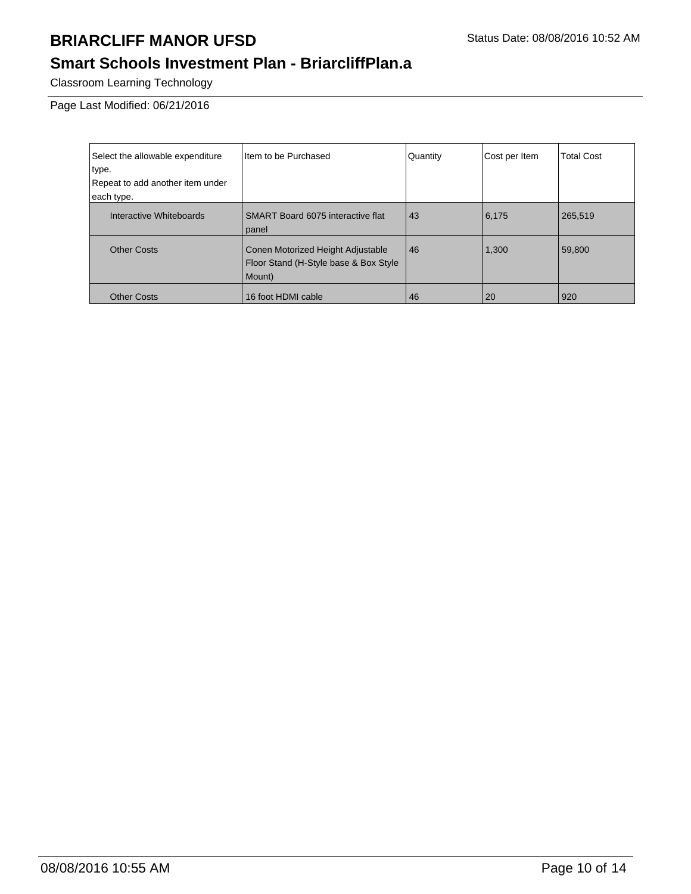# BRIARCLIFF MANOR UFSD

Status Date: 08/08/2016 10:52 AM

## Smart Schools Investment Plan - BriarcliffPlan.a

Classroom Learning Technology

Page Last Modified: 06/21/2016

| Select the allowable expenditure type. Repeat to add another item under each type. | Item to be Purchased | Quantity | Cost per Item | Total Cost |
|---|---|---|---|---|
| Interactive Whiteboards | SMART Board 6075 interactive flat panel | 43 | 6,175 | 265,519 |
| Other Costs | Conen Motorized Height Adjustable Floor Stand (H-Style base & Box Style Mount) | 46 | 1,300 | 59,800 |
| Other Costs | 16 foot HDMI cable | 46 | 20 | 920 |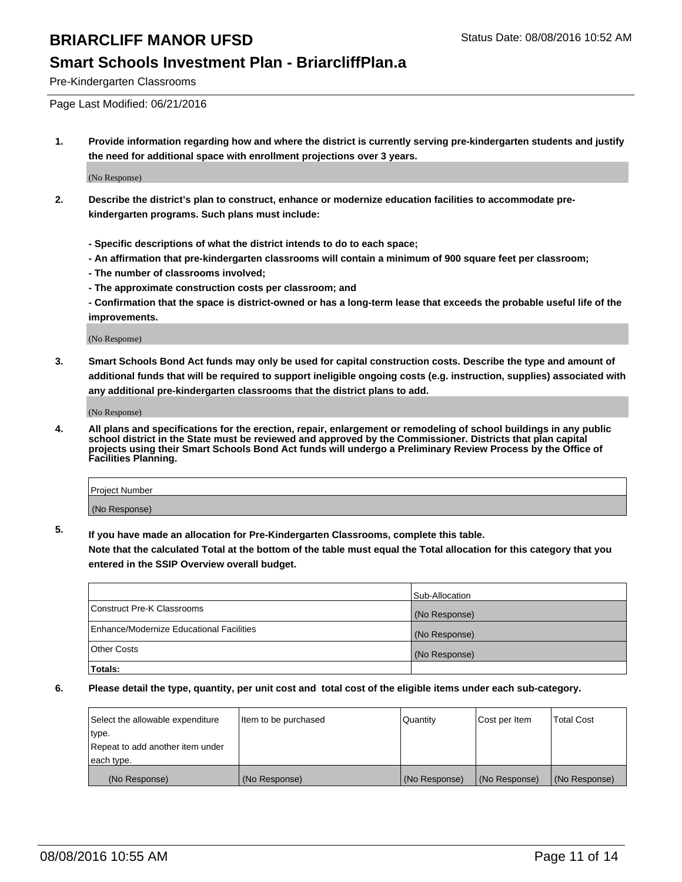# BRIARCLIFF MANOR UFSD

Status Date: 08/08/2016 10:52 AM

## Smart Schools Investment Plan - BriarcliffPlan.a

Pre-Kindergarten Classrooms

Page Last Modified: 06/21/2016

**1. Provide information regarding how and where the district is currently serving pre-kindergarten students and justify the need for additional space with enrollment projections over 3 years.**

(No Response)

**2. Describe the district's plan to construct, enhance or modernize education facilities to accommodate pre-kindergarten programs. Such plans must include:**

**- Specific descriptions of what the district intends to do to each space;**

**- An affirmation that pre-kindergarten classrooms will contain a minimum of 900 square feet per classroom;**

**- The number of classrooms involved;**

**- The approximate construction costs per classroom; and**

**- Confirmation that the space is district-owned or has a long-term lease that exceeds the probable useful life of the improvements.**

(No Response)

**3. Smart Schools Bond Act funds may only be used for capital construction costs. Describe the type and amount of additional funds that will be required to support ineligible ongoing costs (e.g. instruction, supplies) associated with any additional pre-kindergarten classrooms that the district plans to add.**

(No Response)

**4. All plans and specifications for the erection, repair, enlargement or remodeling of school buildings in any public school district in the State must be reviewed and approved by the Commissioner. Districts that plan capital projects using their Smart Schools Bond Act funds will undergo a Preliminary Review Process by the Office of Facilities Planning.**

| Project Number |
|---|
| (No Response) |

**5. If you have made an allocation for Pre-Kindergarten Classrooms, complete this table. Note that the calculated Total at the bottom of the table must equal the Total allocation for this category that you entered in the SSIP Overview overall budget.**

| | Sub-Allocation |
|---|---|
| Construct Pre-K Classrooms | (No Response) |
| Enhance/Modernize Educational Facilities | (No Response) |
| Other Costs | (No Response) |
| **Totals:** | |

**6. Please detail the type, quantity, per unit cost and total cost of the eligible items under each sub-category.**

| Select the allowable expenditure type. Repeat to add another item under each type. | Item to be purchased | Quantity | Cost per Item | Total Cost |
|---|---|---|---|---|
| (No Response) | (No Response) | (No Response) | (No Response) | (No Response) |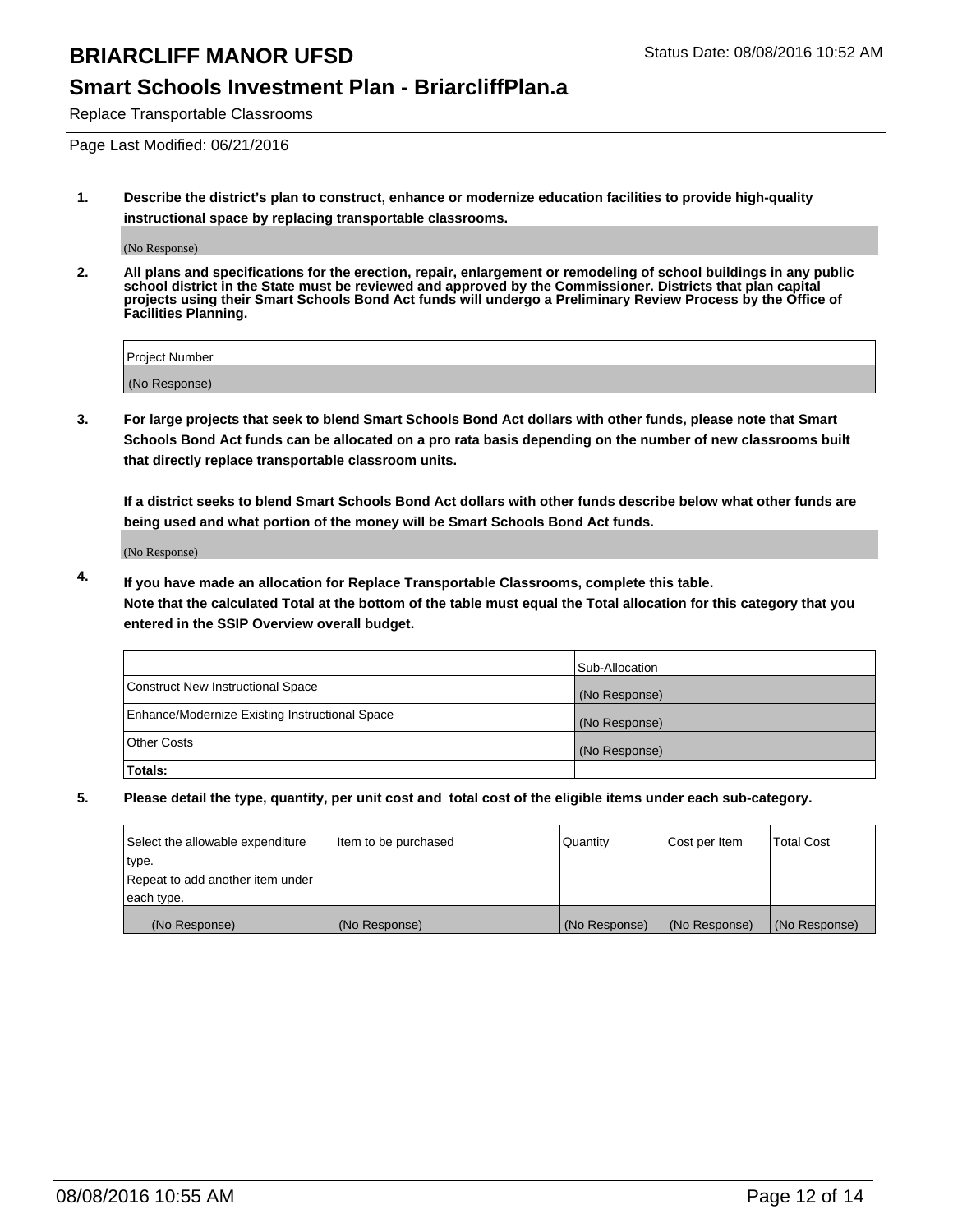Replace Transportable Classrooms

Page Last Modified: 06/21/2016

**1. Describe the district's plan to construct, enhance or modernize education facilities to provide high-quality instructional space by replacing transportable classrooms.**

(No Response)

**2. All plans and specifications for the erection, repair, enlargement or remodeling of school buildings in any public school district in the State must be reviewed and approved by the Commissioner. Districts that plan capital projects using their Smart Schools Bond Act funds will undergo a Preliminary Review Process by the Office of Facilities Planning.**

| Project Number |
|---|
| (No Response) |

**3. For large projects that seek to blend Smart Schools Bond Act dollars with other funds, please note that Smart Schools Bond Act funds can be allocated on a pro rata basis depending on the number of new classrooms built that directly replace transportable classroom units.**

**If a district seeks to blend Smart Schools Bond Act dollars with other funds describe below what other funds are being used and what portion of the money will be Smart Schools Bond Act funds.**

(No Response)

**4. If you have made an allocation for Replace Transportable Classrooms, complete this table. Note that the calculated Total at the bottom of the table must equal the Total allocation for this category that you entered in the SSIP Overview overall budget.**

| | Sub-Allocation |
|---|---|
| Construct New Instructional Space | (No Response) |
| Enhance/Modernize Existing Instructional Space | (No Response) |
| Other Costs | (No Response) |
| **Totals:** | |

**5. Please detail the type, quantity, per unit cost and total cost of the eligible items under each sub-category.**

| Select the allowable expenditure type. Repeat to add another item under each type. | Item to be purchased | Quantity | Cost per Item | Total Cost |
|---|---|---|---|---|
| (No Response) | (No Response) | (No Response) | (No Response) | (No Response) |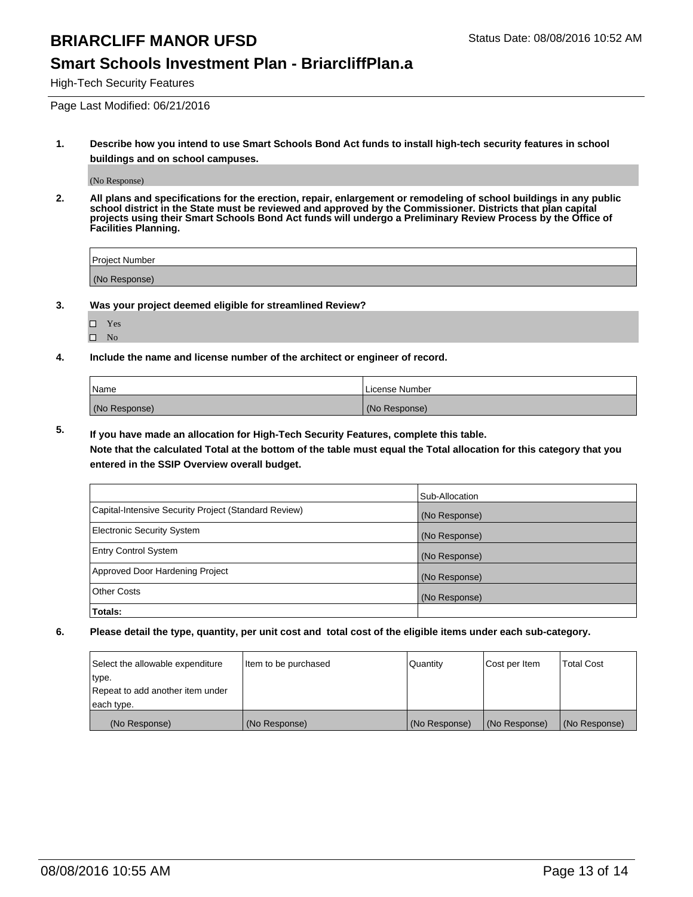High-Tech Security Features

Page Last Modified: 06/21/2016

**1. Describe how you intend to use Smart Schools Bond Act funds to install high-tech security features in school buildings and on school campuses.**

(No Response)

**2. All plans and specifications for the erection, repair, enlargement or remodeling of school buildings in any public school district in the State must be reviewed and approved by the Commissioner. Districts that plan capital projects using their Smart Schools Bond Act funds will undergo a Preliminary Review Process by the Office of Facilities Planning.**

| Project Number |
|---|
| (No Response) |

**3. Was your project deemed eligible for streamlined Review?**

☐ Yes
☐ No

**4. Include the name and license number of the architect or engineer of record.**

| Name | License Number |
|---|---|
| (No Response) | (No Response) |

**5. If you have made an allocation for High-Tech Security Features, complete this table.**
**Note that the calculated Total at the bottom of the table must equal the Total allocation for this category that you entered in the SSIP Overview overall budget.**

| | Sub-Allocation |
|---|---|
| Capital-Intensive Security Project (Standard Review) | (No Response) |
| Electronic Security System | (No Response) |
| Entry Control System | (No Response) |
| Approved Door Hardening Project | (No Response) |
| Other Costs | (No Response) |
| **Totals:** | |

**6. Please detail the type, quantity, per unit cost and total cost of the eligible items under each sub-category.**

| Select the allowable expenditure type. Repeat to add another item under each type. | Item to be purchased | Quantity | Cost per Item | Total Cost |
|---|---|---|---|---|
| (No Response) | (No Response) | (No Response) | (No Response) | (No Response) |